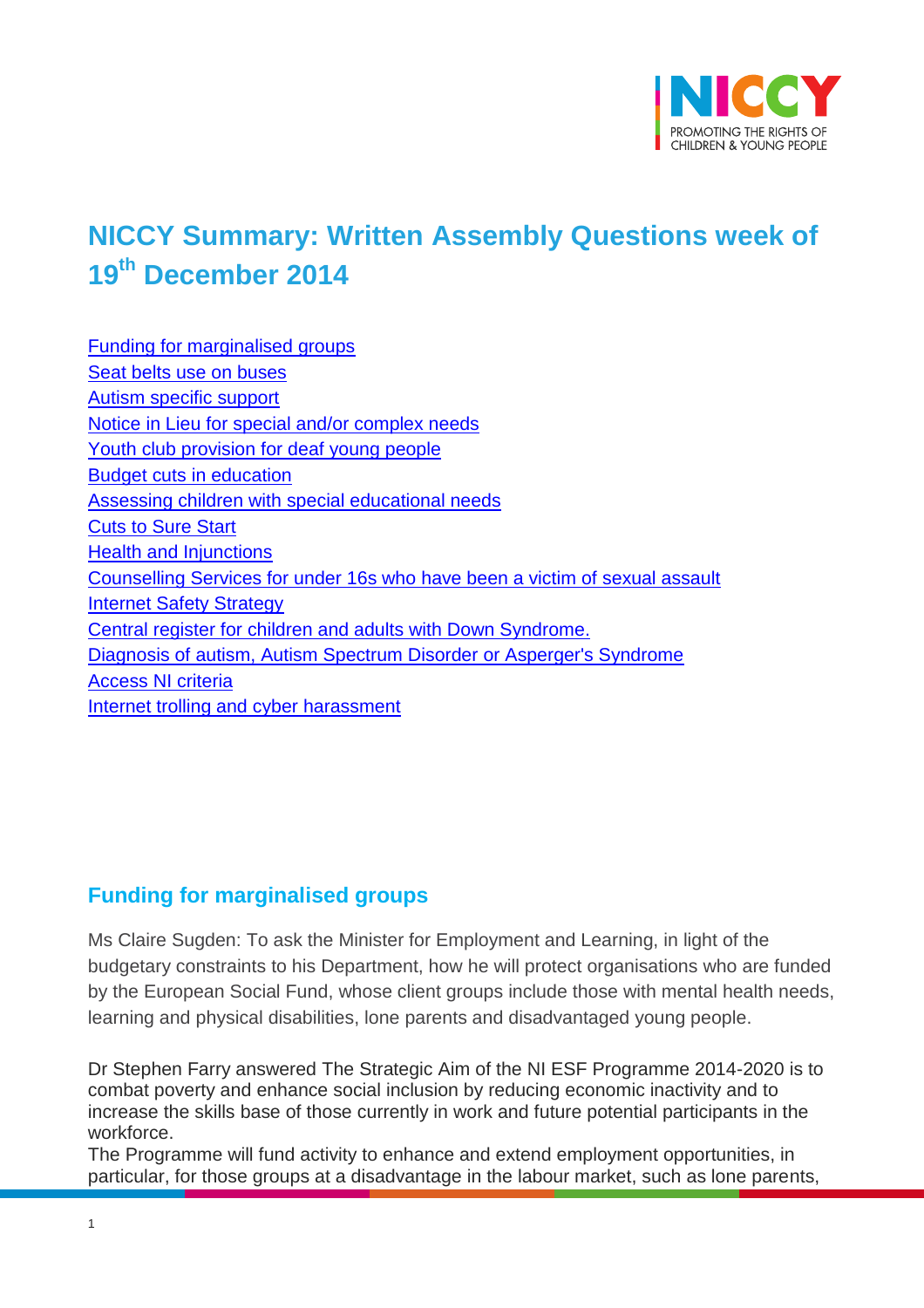# NICCY Summary: Written Assembly Questions week of 19th December 2014

- [Funding for marginalised groups](#funding-for-marginalised-groups)
- [Seat belts use on buses](#)
- [Autism specific support](#)
- [Notice in Lieu for special and/or complex needs](#)
- [Youth club provision for deaf young people](#)
- [Budget cuts in education](#)
- [Assessing children with special educational needs](#)
- [Cuts to Sure Start](#)
- [Health and Injunctions](#)
- [Counselling Services for under 16s who have been a victim of sexual assault](#)
- [Internet Safety Strategy](#)
- [Central register for children and adults with Down Syndrome.](#)
- [Diagnosis of autism, Autism Spectrum Disorder or Asperger's Syndrome](#)
- [Access NI criteria](#)
- [Internet trolling and cyber harassment](#)

## Funding for marginalised groups

Ms Claire Sugden: To ask the Minister for Employment and Learning, in light of the budgetary constraints to his Department, how he will protect organisations who are funded by the European Social Fund, whose client groups include those with mental health needs, learning and physical disabilities, lone parents and disadvantaged young people.

Dr Stephen Farry answered The Strategic Aim of the NI ESF Programme 2014-2020 is to combat poverty and enhance social inclusion by reducing economic inactivity and to increase the skills base of those currently in work and future potential participants in the workforce.

The Programme will fund activity to enhance and extend employment opportunities, in particular, for those groups at a disadvantage in the labour market, such as lone parents,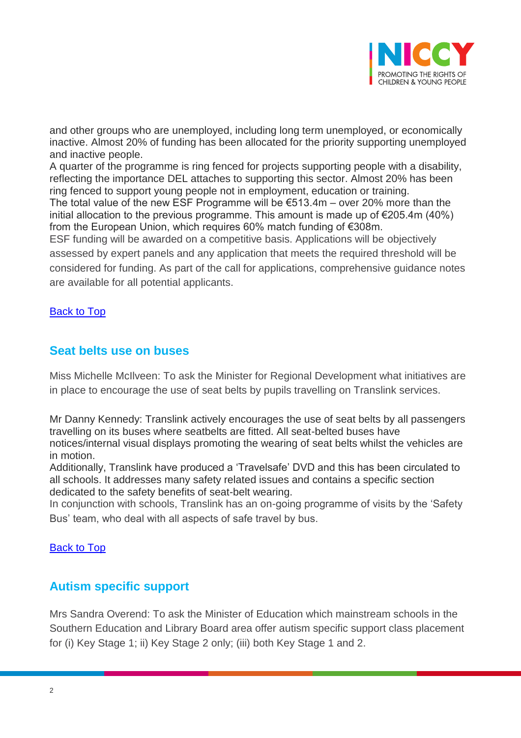and other groups who are unemployed, including long term unemployed, or economically inactive. Almost 20% of funding has been allocated for the priority supporting unemployed and inactive people.

A quarter of the programme is ring fenced for projects supporting people with a disability, reflecting the importance DEL attaches to supporting this sector. Almost 20% has been ring fenced to support young people not in employment, education or training.

The total value of the new ESF Programme will be €513.4m – over 20% more than the initial allocation to the previous programme. This amount is made up of €205.4m (40%) from the European Union, which requires 60% match funding of €308m.

ESF funding will be awarded on a competitive basis. Applications will be objectively assessed by expert panels and any application that meets the required threshold will be considered for funding. As part of the call for applications, comprehensive guidance notes are available for all potential applicants.

Back to Top

## Seat belts use on buses

Miss Michelle McIlveen: To ask the Minister for Regional Development what initiatives are in place to encourage the use of seat belts by pupils travelling on Translink services.

Mr Danny Kennedy: Translink actively encourages the use of seat belts by all passengers travelling on its buses where seatbelts are fitted. All seat-belted buses have notices/internal visual displays promoting the wearing of seat belts whilst the vehicles are in motion.

Additionally, Translink have produced a 'Travelsafe' DVD and this has been circulated to all schools. It addresses many safety related issues and contains a specific section dedicated to the safety benefits of seat-belt wearing.

In conjunction with schools, Translink has an on-going programme of visits by the 'Safety Bus' team, who deal with all aspects of safe travel by bus.

Back to Top

## Autism specific support

Mrs Sandra Overend: To ask the Minister of Education which mainstream schools in the Southern Education and Library Board area offer autism specific support class placement for (i) Key Stage 1; ii) Key Stage 2 only; (iii) both Key Stage 1 and 2.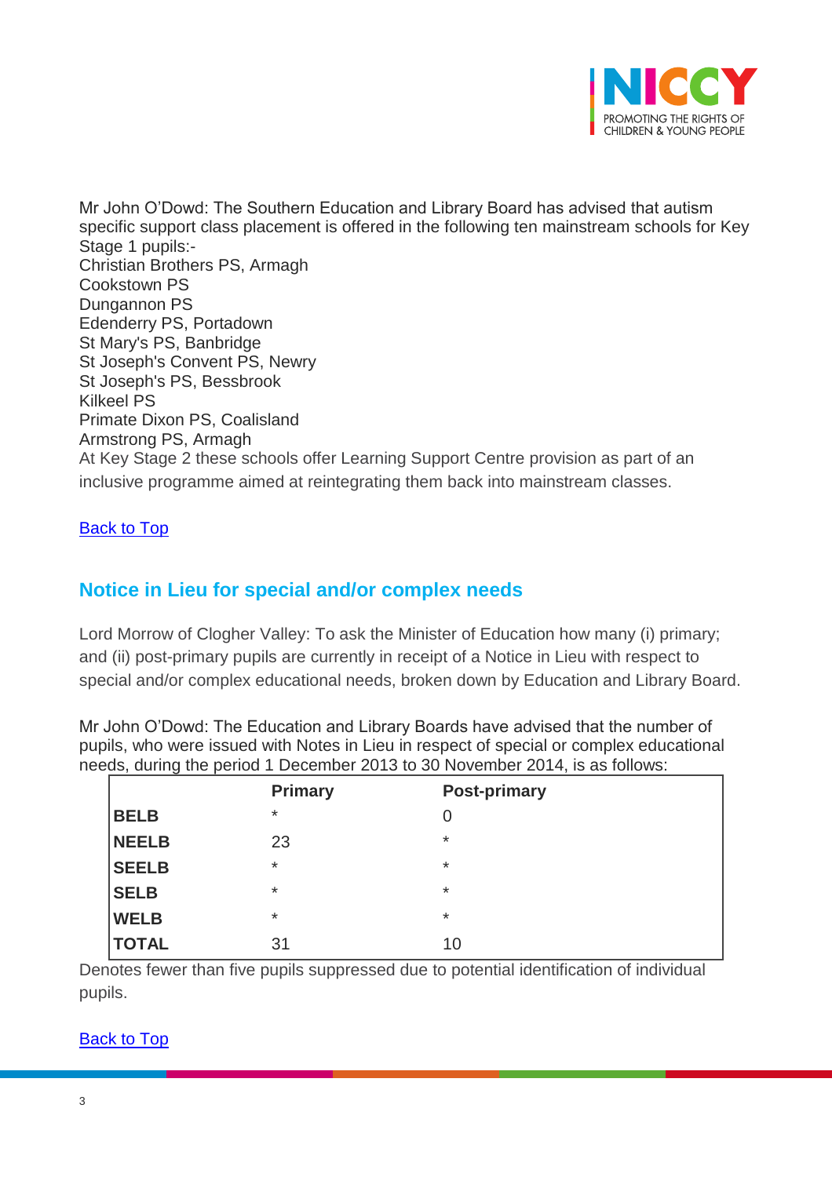Mr John O'Dowd: The Southern Education and Library Board has advised that autism specific support class placement is offered in the following ten mainstream schools for Key Stage 1 pupils:-
Christian Brothers PS, Armagh
Cookstown PS
Dungannon PS
Edenderry PS, Portadown
St Mary's PS, Banbridge
St Joseph's Convent PS, Newry
St Joseph's PS, Bessbrook
Kilkeel PS
Primate Dixon PS, Coalisland
Armstrong PS, Armagh
At Key Stage 2 these schools offer Learning Support Centre provision as part of an inclusive programme aimed at reintegrating them back into mainstream classes.

[Back to Top]

## Notice in Lieu for special and/or complex needs

Lord Morrow of Clogher Valley: To ask the Minister of Education how many (i) primary; and (ii) post-primary pupils are currently in receipt of a Notice in Lieu with respect to special and/or complex educational needs, broken down by Education and Library Board.

Mr John O'Dowd: The Education and Library Boards have advised that the number of pupils, who were issued with Notes in Lieu in respect of special or complex educational needs, during the period 1 December 2013 to 30 November 2014, is as follows:

| | **Primary** | **Post-primary** |
|---|---|---|
| **BELB** | * | 0 |
| **NEELB** | 23 | * |
| **SEELB** | * | * |
| **SELB** | * | * |
| **WELB** | * | * |
| **TOTAL** | 31 | 10 |

Denotes fewer than five pupils suppressed due to potential identification of individual pupils.

[Back to Top]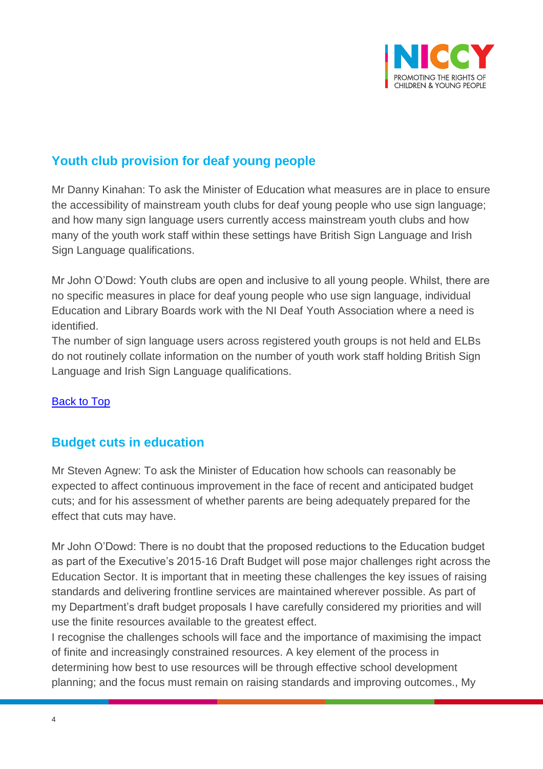## Youth club provision for deaf young people

Mr Danny Kinahan: To ask the Minister of Education what measures are in place to ensure the accessibility of mainstream youth clubs for deaf young people who use sign language; and how many sign language users currently access mainstream youth clubs and how many of the youth work staff within these settings have British Sign Language and Irish Sign Language qualifications.

Mr John O'Dowd: Youth clubs are open and inclusive to all young people. Whilst, there are no specific measures in place for deaf young people who use sign language, individual Education and Library Boards work with the NI Deaf Youth Association where a need is identified.
The number of sign language users across registered youth groups is not held and ELBs do not routinely collate information on the number of youth work staff holding British Sign Language and Irish Sign Language qualifications.

[Back to Top]

## Budget cuts in education

Mr Steven Agnew: To ask the Minister of Education how schools can reasonably be expected to affect continuous improvement in the face of recent and anticipated budget cuts; and for his assessment of whether parents are being adequately prepared for the effect that cuts may have.

Mr John O'Dowd: There is no doubt that the proposed reductions to the Education budget as part of the Executive's 2015-16 Draft Budget will pose major challenges right across the Education Sector. It is important that in meeting these challenges the key issues of raising standards and delivering frontline services are maintained wherever possible. As part of my Department's draft budget proposals I have carefully considered my priorities and will use the finite resources available to the greatest effect.
I recognise the challenges schools will face and the importance of maximising the impact of finite and increasingly constrained resources. A key element of the process in determining how best to use resources will be through effective school development planning; and the focus must remain on raising standards and improving outcomes., My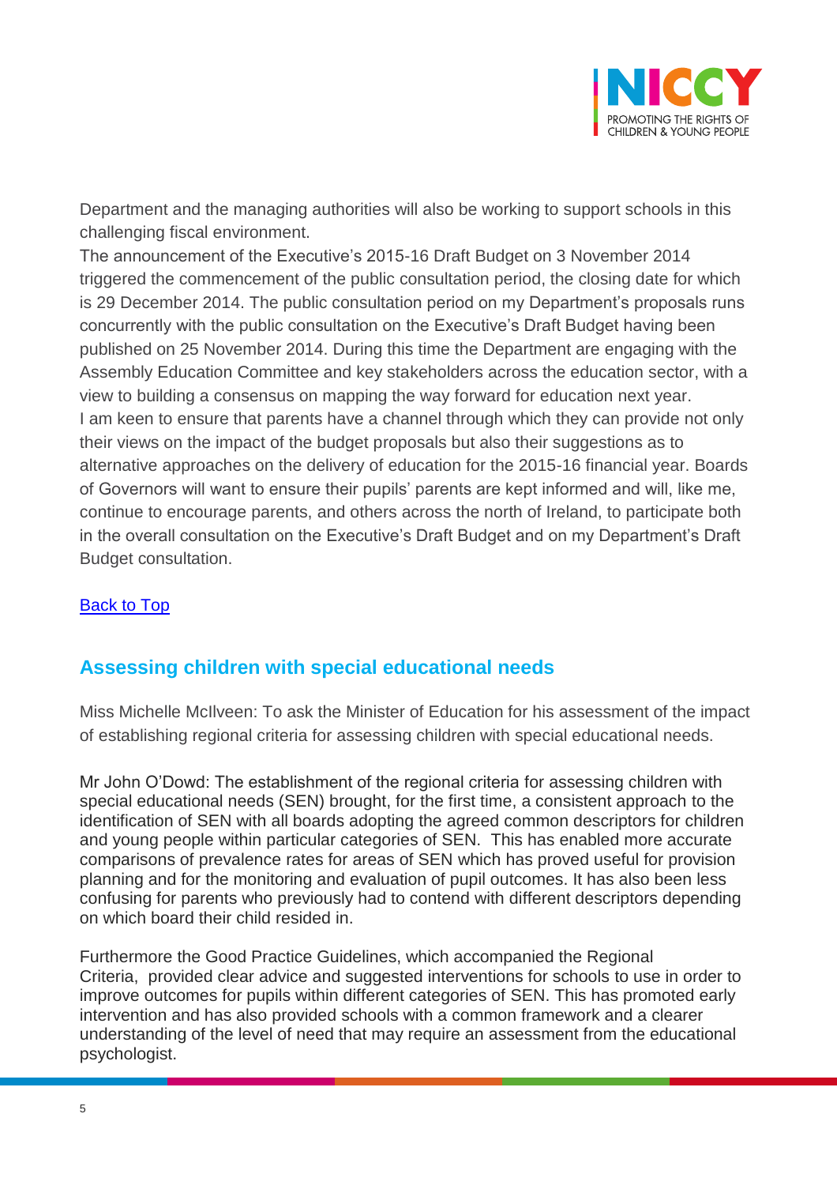Department and the managing authorities will also be working to support schools in this challenging fiscal environment.

The announcement of the Executive's 2015-16 Draft Budget on 3 November 2014 triggered the commencement of the public consultation period, the closing date for which is 29 December 2014. The public consultation period on my Department's proposals runs concurrently with the public consultation on the Executive's Draft Budget having been published on 25 November 2014. During this time the Department are engaging with the Assembly Education Committee and key stakeholders across the education sector, with a view to building a consensus on mapping the way forward for education next year.

I am keen to ensure that parents have a channel through which they can provide not only their views on the impact of the budget proposals but also their suggestions as to alternative approaches on the delivery of education for the 2015-16 financial year. Boards of Governors will want to ensure their pupils' parents are kept informed and will, like me, continue to encourage parents, and others across the north of Ireland, to participate both in the overall consultation on the Executive's Draft Budget and on my Department's Draft Budget consultation.

[Back to Top]

## Assessing children with special educational needs

Miss Michelle McIlveen: To ask the Minister of Education for his assessment of the impact of establishing regional criteria for assessing children with special educational needs.

Mr John O'Dowd: The establishment of the regional criteria for assessing children with special educational needs (SEN) brought, for the first time, a consistent approach to the identification of SEN with all boards adopting the agreed common descriptors for children and young people within particular categories of SEN. This has enabled more accurate comparisons of prevalence rates for areas of SEN which has proved useful for provision planning and for the monitoring and evaluation of pupil outcomes. It has also been less confusing for parents who previously had to contend with different descriptors depending on which board their child resided in.

Furthermore the Good Practice Guidelines, which accompanied the Regional Criteria, provided clear advice and suggested interventions for schools to use in order to improve outcomes for pupils within different categories of SEN. This has promoted early intervention and has also provided schools with a common framework and a clearer understanding of the level of need that may require an assessment from the educational psychologist.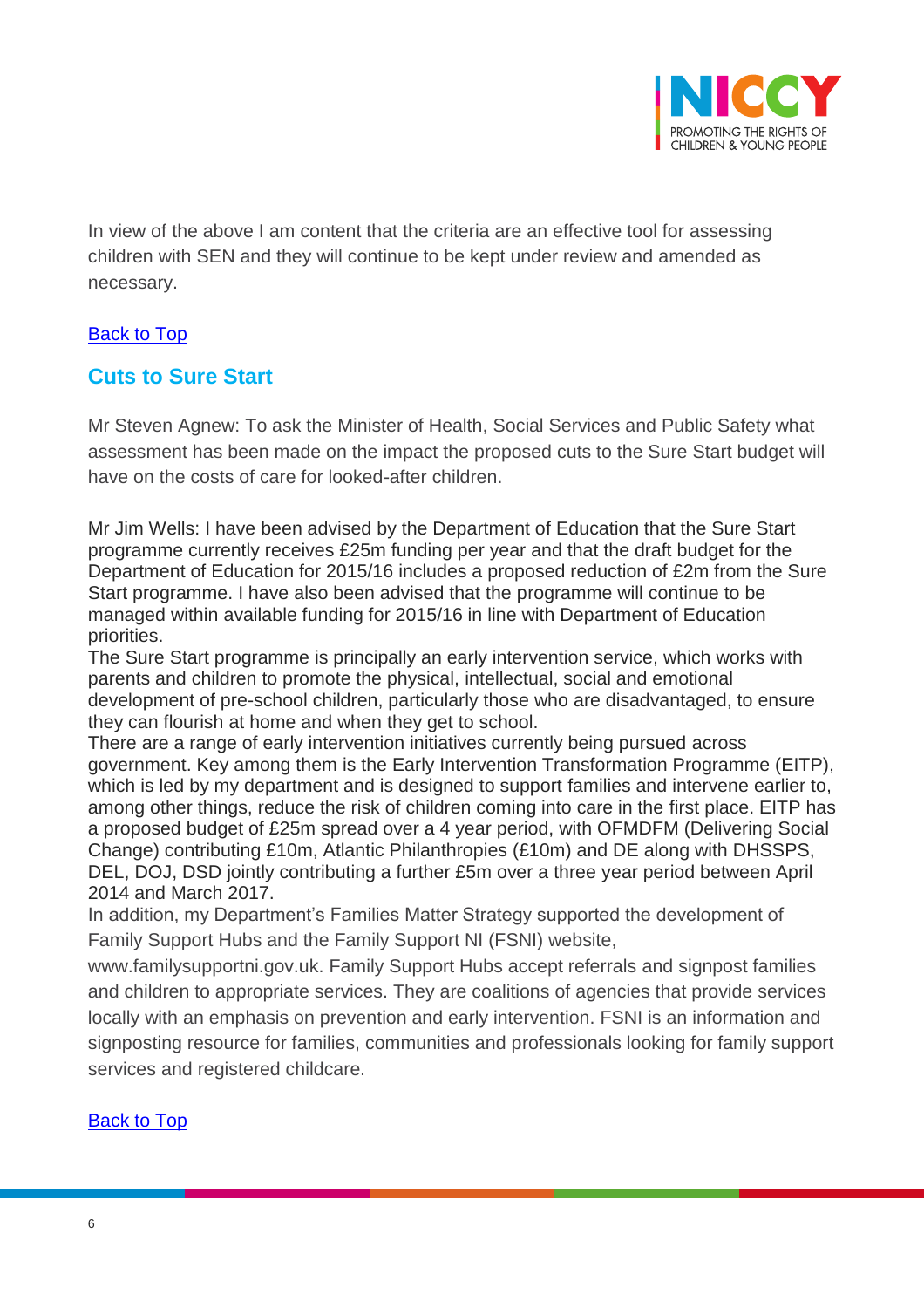In view of the above I am content that the criteria are an effective tool for assessing children with SEN and they will continue to be kept under review and amended as necessary.

[Back to Top](#)

## Cuts to Sure Start

Mr Steven Agnew: To ask the Minister of Health, Social Services and Public Safety what assessment has been made on the impact the proposed cuts to the Sure Start budget will have on the costs of care for looked-after children.

Mr Jim Wells: I have been advised by the Department of Education that the Sure Start programme currently receives £25m funding per year and that the draft budget for the Department of Education for 2015/16 includes a proposed reduction of £2m from the Sure Start programme. I have also been advised that the programme will continue to be managed within available funding for 2015/16 in line with Department of Education priorities.

The Sure Start programme is principally an early intervention service, which works with parents and children to promote the physical, intellectual, social and emotional development of pre-school children, particularly those who are disadvantaged, to ensure they can flourish at home and when they get to school.

There are a range of early intervention initiatives currently being pursued across government. Key among them is the Early Intervention Transformation Programme (EITP), which is led by my department and is designed to support families and intervene earlier to, among other things, reduce the risk of children coming into care in the first place. EITP has a proposed budget of £25m spread over a 4 year period, with OFMDFM (Delivering Social Change) contributing £10m, Atlantic Philanthropies (£10m) and DE along with DHSSPS, DEL, DOJ, DSD jointly contributing a further £5m over a three year period between April 2014 and March 2017.

In addition, my Department's Families Matter Strategy supported the development of Family Support Hubs and the Family Support NI (FSNI) website, www.familysupportni.gov.uk. Family Support Hubs accept referrals and signpost families and children to appropriate services. They are coalitions of agencies that provide services locally with an emphasis on prevention and early intervention. FSNI is an information and signposting resource for families, communities and professionals looking for family support services and registered childcare.

[Back to Top](#)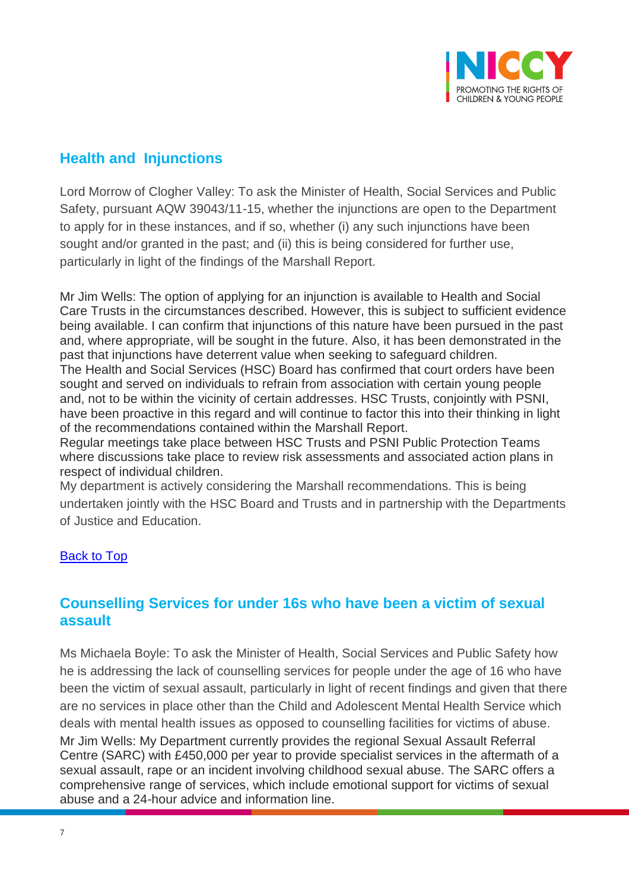## Health and Injunctions

Lord Morrow of Clogher Valley: To ask the Minister of Health, Social Services and Public Safety, pursuant AQW 39043/11-15, whether the injunctions are open to the Department to apply for in these instances, and if so, whether (i) any such injunctions have been sought and/or granted in the past; and (ii) this is being considered for further use, particularly in light of the findings of the Marshall Report.

Mr Jim Wells: The option of applying for an injunction is available to Health and Social Care Trusts in the circumstances described. However, this is subject to sufficient evidence being available. I can confirm that injunctions of this nature have been pursued in the past and, where appropriate, will be sought in the future. Also, it has been demonstrated in the past that injunctions have deterrent value when seeking to safeguard children.

The Health and Social Services (HSC) Board has confirmed that court orders have been sought and served on individuals to refrain from association with certain young people and, not to be within the vicinity of certain addresses. HSC Trusts, conjointly with PSNI, have been proactive in this regard and will continue to factor this into their thinking in light of the recommendations contained within the Marshall Report.

Regular meetings take place between HSC Trusts and PSNI Public Protection Teams where discussions take place to review risk assessments and associated action plans in respect of individual children.

My department is actively considering the Marshall recommendations. This is being undertaken jointly with the HSC Board and Trusts and in partnership with the Departments of Justice and Education.

Back to Top

## Counselling Services for under 16s who have been a victim of sexual assault

Ms Michaela Boyle: To ask the Minister of Health, Social Services and Public Safety how he is addressing the lack of counselling services for people under the age of 16 who have been the victim of sexual assault, particularly in light of recent findings and given that there are no services in place other than the Child and Adolescent Mental Health Service which deals with mental health issues as opposed to counselling facilities for victims of abuse.

Mr Jim Wells: My Department currently provides the regional Sexual Assault Referral Centre (SARC) with £450,000 per year to provide specialist services in the aftermath of a sexual assault, rape or an incident involving childhood sexual abuse. The SARC offers a comprehensive range of services, which include emotional support for victims of sexual abuse and a 24-hour advice and information line.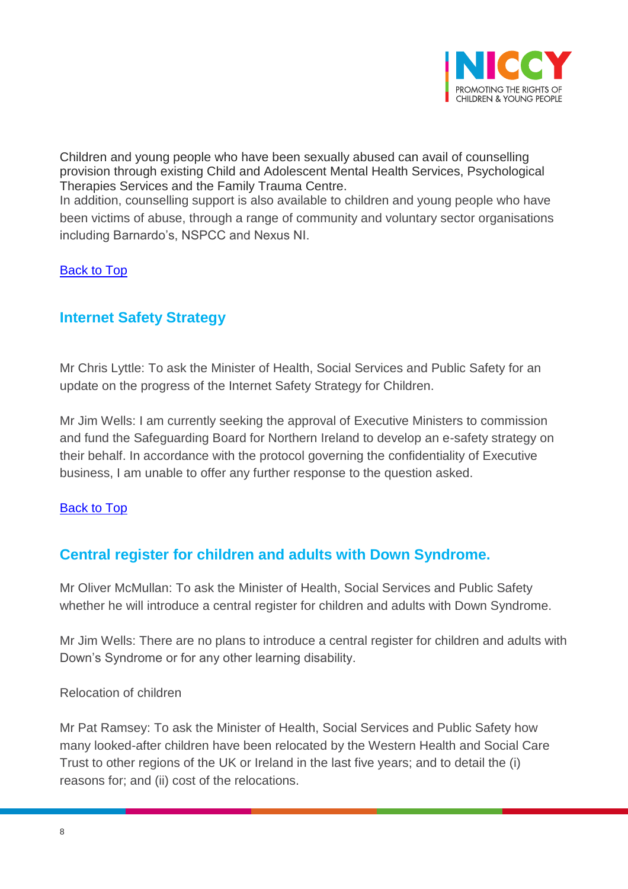Children and young people who have been sexually abused can avail of counselling provision through existing Child and Adolescent Mental Health Services, Psychological Therapies Services and the Family Trauma Centre.
In addition, counselling support is also available to children and young people who have been victims of abuse, through a range of community and voluntary sector organisations including Barnardo's, NSPCC and Nexus NI.

Back to Top

## Internet Safety Strategy

Mr Chris Lyttle: To ask the Minister of Health, Social Services and Public Safety for an update on the progress of the Internet Safety Strategy for Children.

Mr Jim Wells: I am currently seeking the approval of Executive Ministers to commission and fund the Safeguarding Board for Northern Ireland to develop an e-safety strategy on their behalf. In accordance with the protocol governing the confidentiality of Executive business, I am unable to offer any further response to the question asked.

Back to Top

## Central register for children and adults with Down Syndrome.

Mr Oliver McMullan: To ask the Minister of Health, Social Services and Public Safety whether he will introduce a central register for children and adults with Down Syndrome.

Mr Jim Wells: There are no plans to introduce a central register for children and adults with Down's Syndrome or for any other learning disability.

Relocation of children

Mr Pat Ramsey: To ask the Minister of Health, Social Services and Public Safety how many looked-after children have been relocated by the Western Health and Social Care Trust to other regions of the UK or Ireland in the last five years; and to detail the (i) reasons for; and (ii) cost of the relocations.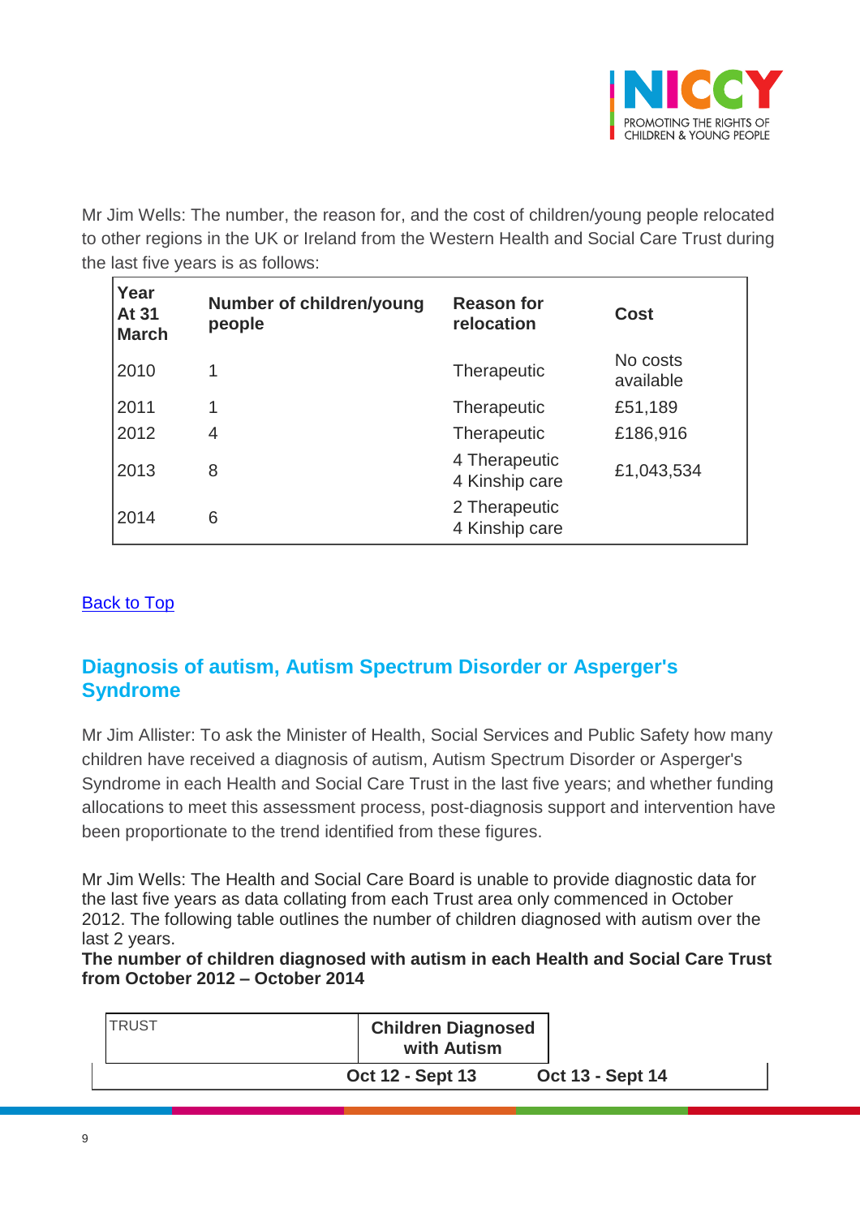Mr Jim Wells: The number, the reason for, and the cost of children/young people relocated to other regions in the UK or Ireland from the Western Health and Social Care Trust during the last five years is as follows:

| Year At 31 March | Number of children/young people | Reason for relocation | Cost |
|---|---|---|---|
| 2010 | 1 | Therapeutic | No costs available |
| 2011 | 1 | Therapeutic | £51,189 |
| 2012 | 4 | Therapeutic | £186,916 |
| 2013 | 8 | 4 Therapeutic<br>4 Kinship care | £1,043,534 |
| 2014 | 6 | 2 Therapeutic<br>4 Kinship care | |

Back to Top

## Diagnosis of autism, Autism Spectrum Disorder or Asperger's Syndrome

Mr Jim Allister: To ask the Minister of Health, Social Services and Public Safety how many children have received a diagnosis of autism, Autism Spectrum Disorder or Asperger's Syndrome in each Health and Social Care Trust in the last five years; and whether funding allocations to meet this assessment process, post-diagnosis support and intervention have been proportionate to the trend identified from these figures.

Mr Jim Wells: The Health and Social Care Board is unable to provide diagnostic data for the last five years as data collating from each Trust area only commenced in October 2012. The following table outlines the number of children diagnosed with autism over the last 2 years.

**The number of children diagnosed with autism in each Health and Social Care Trust from October 2012 – October 2014**

| TRUST | Children Diagnosed with Autism | |
|---|---|---|
| | Oct 12 - Sept 13 | Oct 13 - Sept 14 |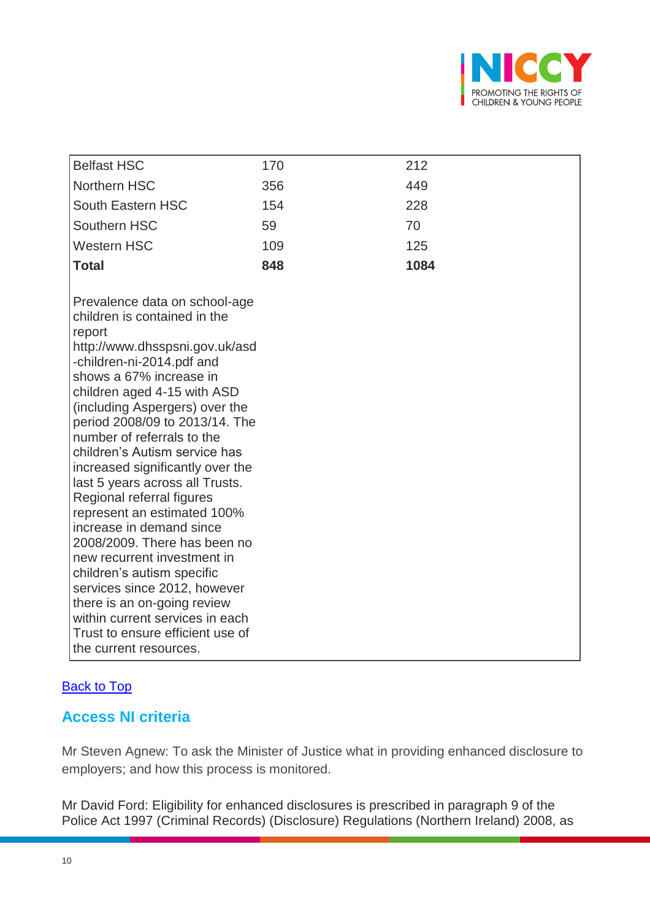| | | |
|---|---|---|
| Belfast HSC | 170 | 212 |
| Northern HSC | 356 | 449 |
| South Eastern HSC | 154 | 228 |
| Southern HSC | 59 | 70 |
| Western HSC | 109 | 125 |
| **Total** | **848** | **1084** |

Prevalence data on school-age children is contained in the report http://www.dhsspsni.gov.uk/asd-children-ni-2014.pdf and shows a 67% increase in children aged 4-15 with ASD (including Aspergers) over the period 2008/09 to 2013/14. The number of referrals to the children's Autism service has increased significantly over the last 5 years across all Trusts. Regional referral figures represent an estimated 100% increase in demand since 2008/2009. There has been no new recurrent investment in children's autism specific services since 2012, however there is an on-going review within current services in each Trust to ensure efficient use of the current resources.

Back to Top

## Access NI criteria

Mr Steven Agnew: To ask the Minister of Justice what in providing enhanced disclosure to employers; and how this process is monitored.

Mr David Ford: Eligibility for enhanced disclosures is prescribed in paragraph 9 of the Police Act 1997 (Criminal Records) (Disclosure) Regulations (Northern Ireland) 2008, as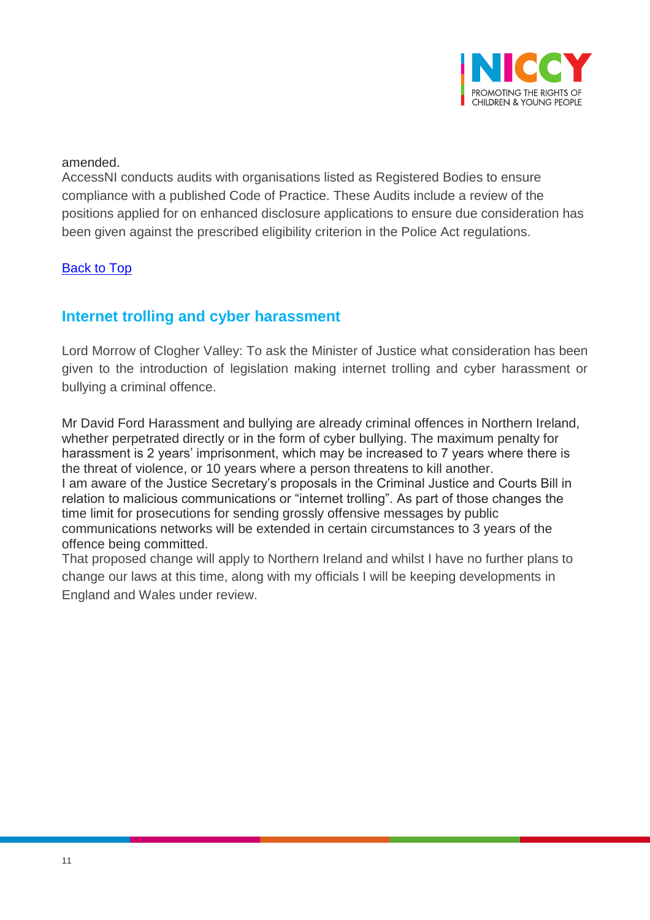amended.

AccessNI conducts audits with organisations listed as Registered Bodies to ensure compliance with a published Code of Practice. These Audits include a review of the positions applied for on enhanced disclosure applications to ensure due consideration has been given against the prescribed eligibility criterion in the Police Act regulations.

Back to Top

## Internet trolling and cyber harassment

Lord Morrow of Clogher Valley: To ask the Minister of Justice what consideration has been given to the introduction of legislation making internet trolling and cyber harassment or bullying a criminal offence.

Mr David Ford Harassment and bullying are already criminal offences in Northern Ireland, whether perpetrated directly or in the form of cyber bullying. The maximum penalty for harassment is 2 years' imprisonment, which may be increased to 7 years where there is the threat of violence, or 10 years where a person threatens to kill another.

I am aware of the Justice Secretary's proposals in the Criminal Justice and Courts Bill in relation to malicious communications or "internet trolling". As part of those changes the time limit for prosecutions for sending grossly offensive messages by public communications networks will be extended in certain circumstances to 3 years of the offence being committed.

That proposed change will apply to Northern Ireland and whilst I have no further plans to change our laws at this time, along with my officials I will be keeping developments in England and Wales under review.